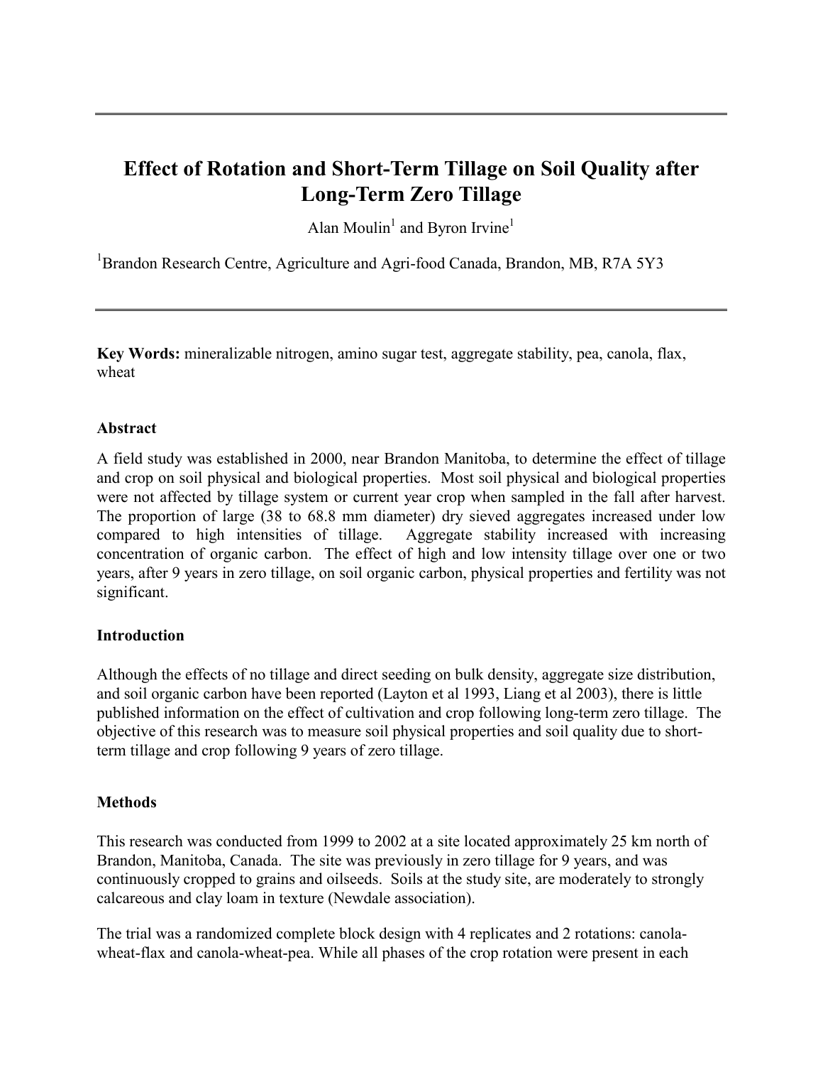# Effect of Rotation and Short-Term Tillage on Soil Quality after Long-Term Zero Tillage

Alan Moulin[1] and Byron Irvine[1]

[1]Brandon Research Centre, Agriculture and Agri-food Canada, Brandon, MB, R7A 5Y3

**Key Words:** mineralizable nitrogen, amino sugar test, aggregate stability, pea, canola, flax, wheat

## Abstract

A field study was established in 2000, near Brandon Manitoba, to determine the effect of tillage and crop on soil physical and biological properties. Most soil physical and biological properties were not affected by tillage system or current year crop when sampled in the fall after harvest. The proportion of large (38 to 68.8 mm diameter) dry sieved aggregates increased under low compared to high intensities of tillage. Aggregate stability increased with increasing concentration of organic carbon. The effect of high and low intensity tillage over one or two years, after 9 years in zero tillage, on soil organic carbon, physical properties and fertility was not significant.

## Introduction

Although the effects of no tillage and direct seeding on bulk density, aggregate size distribution, and soil organic carbon have been reported (Layton et al 1993, Liang et al 2003), there is little published information on the effect of cultivation and crop following long-term zero tillage. The objective of this research was to measure soil physical properties and soil quality due to short-term tillage and crop following 9 years of zero tillage.

## Methods

This research was conducted from 1999 to 2002 at a site located approximately 25 km north of Brandon, Manitoba, Canada. The site was previously in zero tillage for 9 years, and was continuously cropped to grains and oilseeds. Soils at the study site, are moderately to strongly calcareous and clay loam in texture (Newdale association).

The trial was a randomized complete block design with 4 replicates and 2 rotations: canola-wheat-flax and canola-wheat-pea. While all phases of the crop rotation were present in each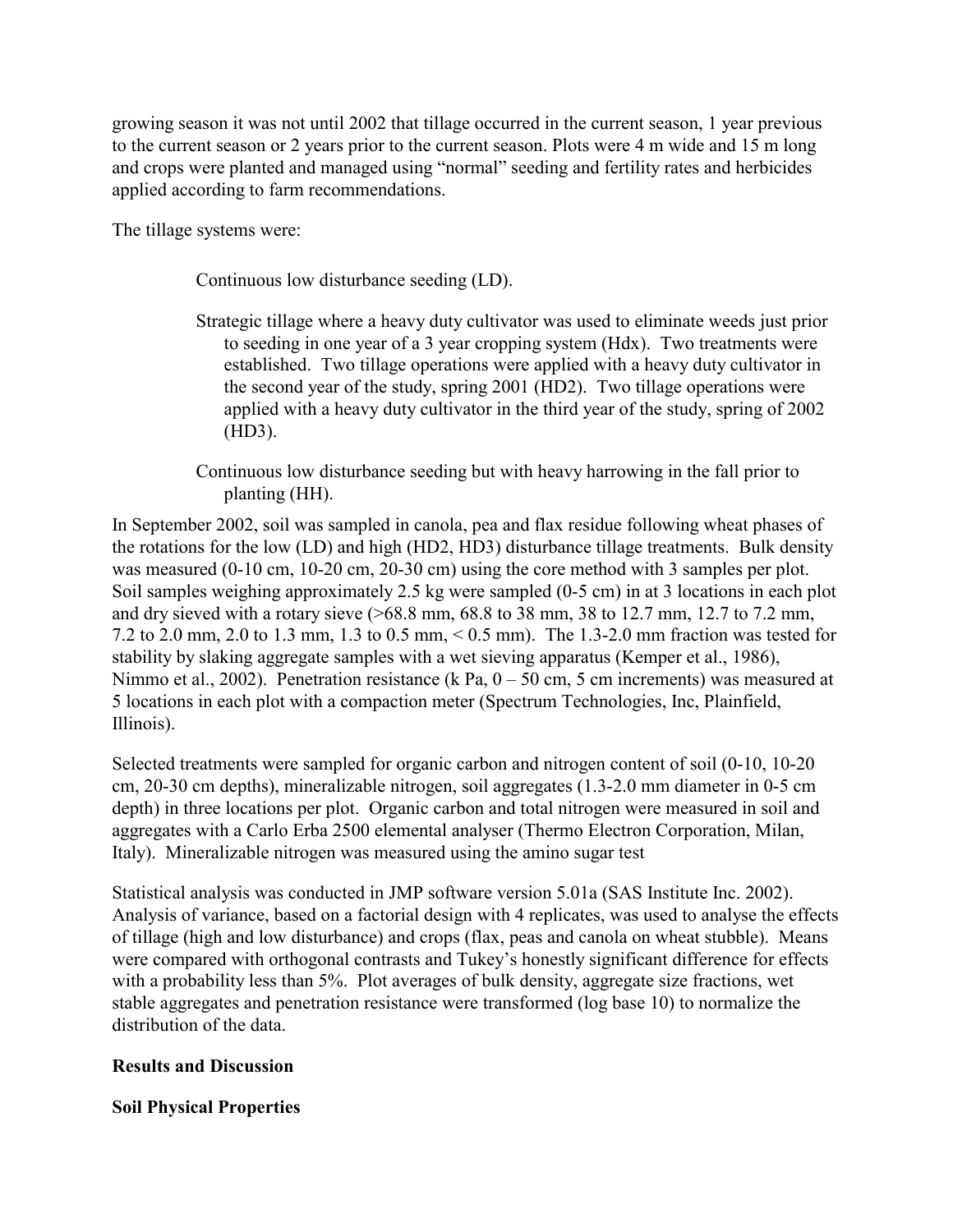growing season it was not until 2002 that tillage occurred in the current season, 1 year previous to the current season or 2 years prior to the current season. Plots were 4 m wide and 15 m long and crops were planted and managed using "normal" seeding and fertility rates and herbicides applied according to farm recommendations.

The tillage systems were:

> Continuous low disturbance seeding (LD).
>
> Strategic tillage where a heavy duty cultivator was used to eliminate weeds just prior to seeding in one year of a 3 year cropping system (Hdx). Two treatments were established. Two tillage operations were applied with a heavy duty cultivator in the second year of the study, spring 2001 (HD2). Two tillage operations were applied with a heavy duty cultivator in the third year of the study, spring of 2002 (HD3).
>
> Continuous low disturbance seeding but with heavy harrowing in the fall prior to planting (HH).

In September 2002, soil was sampled in canola, pea and flax residue following wheat phases of the rotations for the low (LD) and high (HD2, HD3) disturbance tillage treatments. Bulk density was measured (0-10 cm, 10-20 cm, 20-30 cm) using the core method with 3 samples per plot. Soil samples weighing approximately 2.5 kg were sampled (0-5 cm) in at 3 locations in each plot and dry sieved with a rotary sieve (>68.8 mm, 68.8 to 38 mm, 38 to 12.7 mm, 12.7 to 7.2 mm, 7.2 to 2.0 mm, 2.0 to 1.3 mm, 1.3 to 0.5 mm, < 0.5 mm). The 1.3-2.0 mm fraction was tested for stability by slaking aggregate samples with a wet sieving apparatus (Kemper et al., 1986), Nimmo et al., 2002). Penetration resistance (k Pa, 0 – 50 cm, 5 cm increments) was measured at 5 locations in each plot with a compaction meter (Spectrum Technologies, Inc, Plainfield, Illinois).

Selected treatments were sampled for organic carbon and nitrogen content of soil (0-10, 10-20 cm, 20-30 cm depths), mineralizable nitrogen, soil aggregates (1.3-2.0 mm diameter in 0-5 cm depth) in three locations per plot. Organic carbon and total nitrogen were measured in soil and aggregates with a Carlo Erba 2500 elemental analyser (Thermo Electron Corporation, Milan, Italy). Mineralizable nitrogen was measured using the amino sugar test

Statistical analysis was conducted in JMP software version 5.01a (SAS Institute Inc. 2002). Analysis of variance, based on a factorial design with 4 replicates, was used to analyse the effects of tillage (high and low disturbance) and crops (flax, peas and canola on wheat stubble). Means were compared with orthogonal contrasts and Tukey's honestly significant difference for effects with a probability less than 5%. Plot averages of bulk density, aggregate size fractions, wet stable aggregates and penetration resistance were transformed (log base 10) to normalize the distribution of the data.

## Results and Discussion

### Soil Physical Properties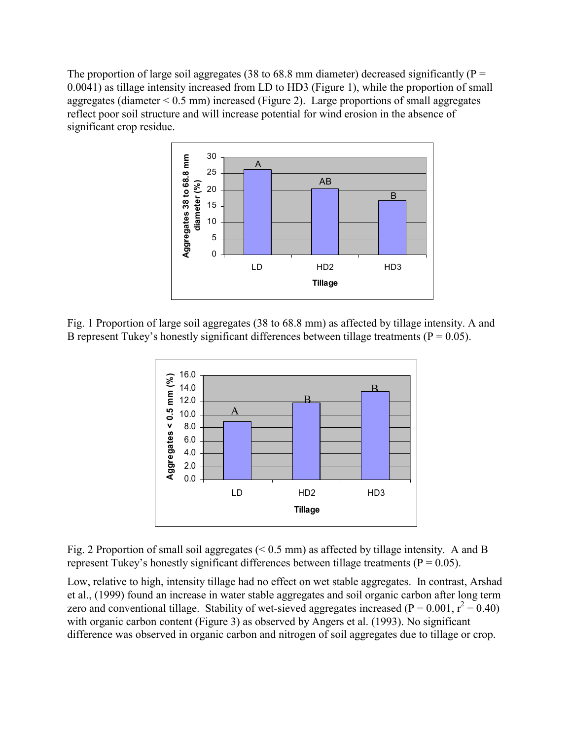The proportion of large soil aggregates (38 to 68.8 mm diameter) decreased significantly ($P = 0.0041$) as tillage intensity increased from LD to HD3 (Figure 1), while the proportion of small aggregates (diameter < 0.5 mm) increased (Figure 2). Large proportions of small aggregates reflect poor soil structure and will increase potential for wind erosion in the absence of significant crop residue.

Fig. 1 Proportion of large soil aggregates (38 to 68.8 mm) as affected by tillage intensity. A and B represent Tukey's honestly significant differences between tillage treatments ($P = 0.05$).

Fig. 2 Proportion of small soil aggregates (< 0.5 mm) as affected by tillage intensity. A and B represent Tukey's honestly significant differences between tillage treatments ($P = 0.05$).

Low, relative to high, intensity tillage had no effect on wet stable aggregates. In contrast, Arshad et al., (1999) found an increase in water stable aggregates and soil organic carbon after long term zero and conventional tillage. Stability of wet-sieved aggregates increased ($P = 0.001$, $r^2 = 0.40$) with organic carbon content (Figure 3) as observed by Angers et al. (1993). No significant difference was observed in organic carbon and nitrogen of soil aggregates due to tillage or crop.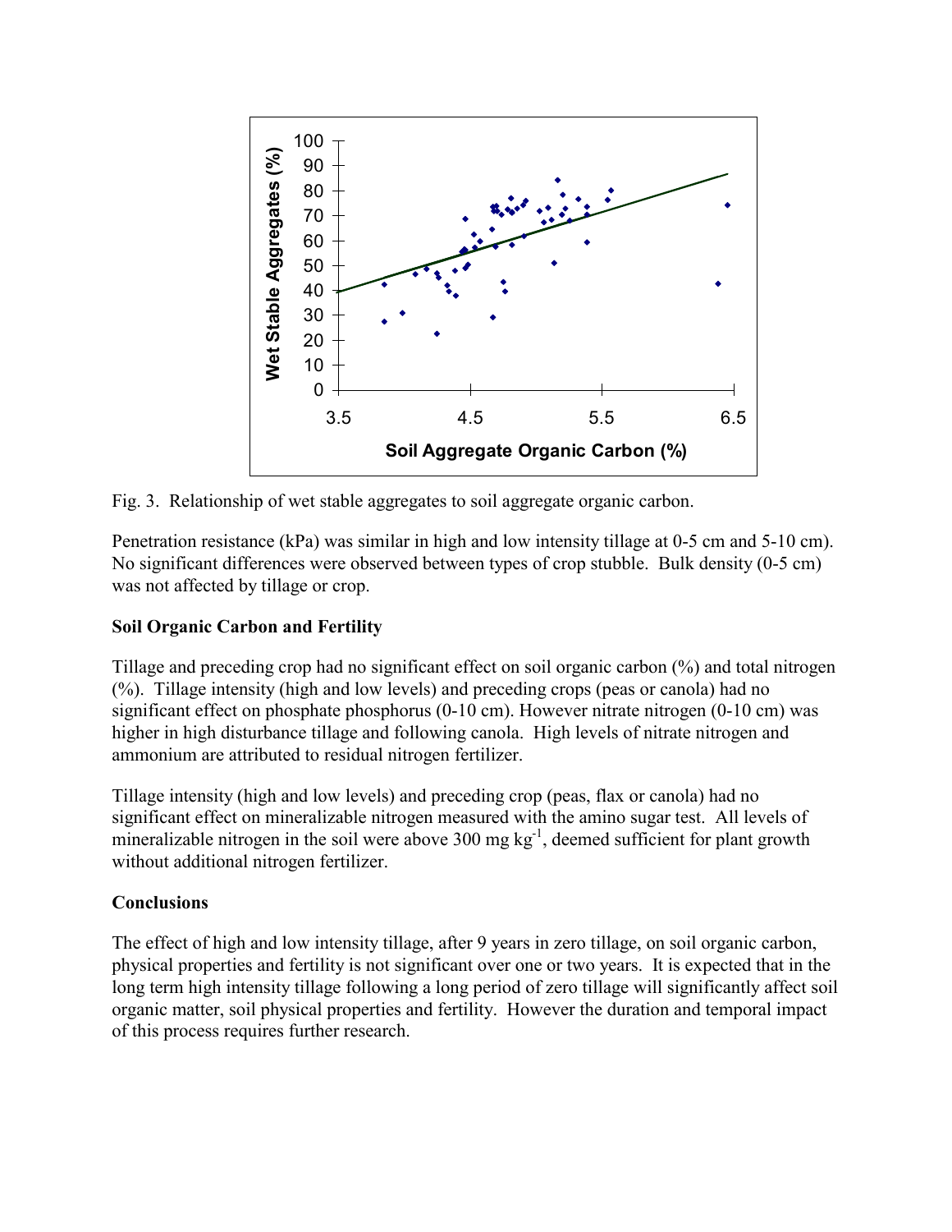Fig. 3. Relationship of wet stable aggregates to soil aggregate organic carbon.

Penetration resistance (kPa) was similar in high and low intensity tillage at 0-5 cm and 5-10 cm). No significant differences were observed between types of crop stubble. Bulk density (0-5 cm) was not affected by tillage or crop.

## Soil Organic Carbon and Fertility

Tillage and preceding crop had no significant effect on soil organic carbon (%) and total nitrogen (%). Tillage intensity (high and low levels) and preceding crops (peas or canola) had no significant effect on phosphate phosphorus (0-10 cm). However nitrate nitrogen (0-10 cm) was higher in high disturbance tillage and following canola. High levels of nitrate nitrogen and ammonium are attributed to residual nitrogen fertilizer.

Tillage intensity (high and low levels) and preceding crop (peas, flax or canola) had no significant effect on mineralizable nitrogen measured with the amino sugar test. All levels of mineralizable nitrogen in the soil were above 300 mg $kg^{-1}$, deemed sufficient for plant growth without additional nitrogen fertilizer.

## Conclusions

The effect of high and low intensity tillage, after 9 years in zero tillage, on soil organic carbon, physical properties and fertility is not significant over one or two years. It is expected that in the long term high intensity tillage following a long period of zero tillage will significantly affect soil organic matter, soil physical properties and fertility. However the duration and temporal impact of this process requires further research.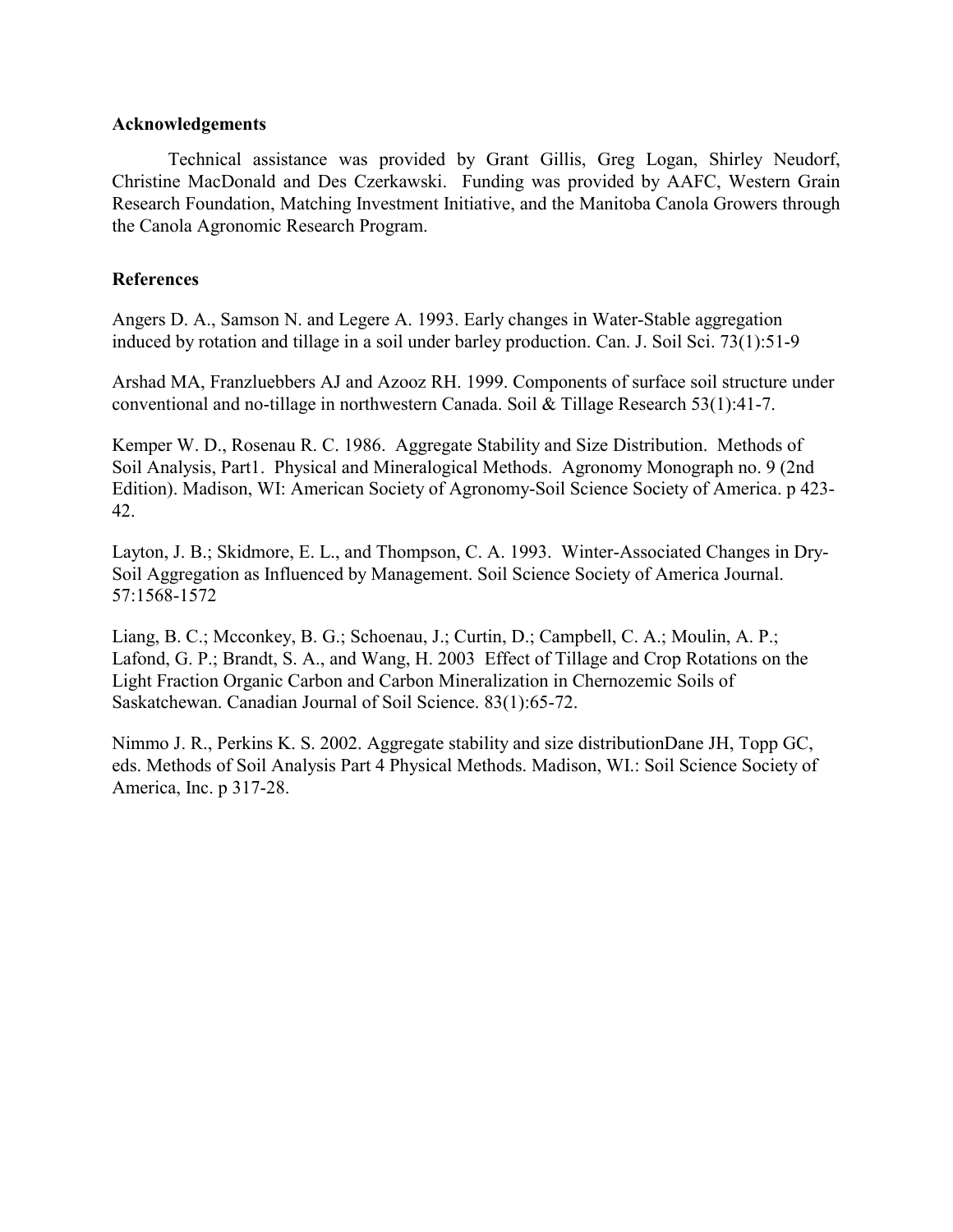## Acknowledgements

Technical assistance was provided by Grant Gillis, Greg Logan, Shirley Neudorf, Christine MacDonald and Des Czerkawski. Funding was provided by AAFC, Western Grain Research Foundation, Matching Investment Initiative, and the Manitoba Canola Growers through the Canola Agronomic Research Program.

## References

Angers D. A., Samson N. and Legere A. 1993. Early changes in Water-Stable aggregation induced by rotation and tillage in a soil under barley production. Can. J. Soil Sci. 73(1):51-9

Arshad MA, Franzluebbers AJ and Azooz RH. 1999. Components of surface soil structure under conventional and no-tillage in northwestern Canada. Soil & Tillage Research 53(1):41-7.

Kemper W. D., Rosenau R. C. 1986. Aggregate Stability and Size Distribution. Methods of Soil Analysis, Part1. Physical and Mineralogical Methods. Agronomy Monograph no. 9 (2nd Edition). Madison, WI: American Society of Agronomy-Soil Science Society of America. p 423-42.

Layton, J. B.; Skidmore, E. L., and Thompson, C. A. 1993. Winter-Associated Changes in Dry-Soil Aggregation as Influenced by Management. Soil Science Society of America Journal. 57:1568-1572

Liang, B. C.; Mcconkey, B. G.; Schoenau, J.; Curtin, D.; Campbell, C. A.; Moulin, A. P.; Lafond, G. P.; Brandt, S. A., and Wang, H. 2003 Effect of Tillage and Crop Rotations on the Light Fraction Organic Carbon and Carbon Mineralization in Chernozemic Soils of Saskatchewan. Canadian Journal of Soil Science. 83(1):65-72.

Nimmo J. R., Perkins K. S. 2002. Aggregate stability and size distributionDane JH, Topp GC, eds. Methods of Soil Analysis Part 4 Physical Methods. Madison, WI.: Soil Science Society of America, Inc. p 317-28.